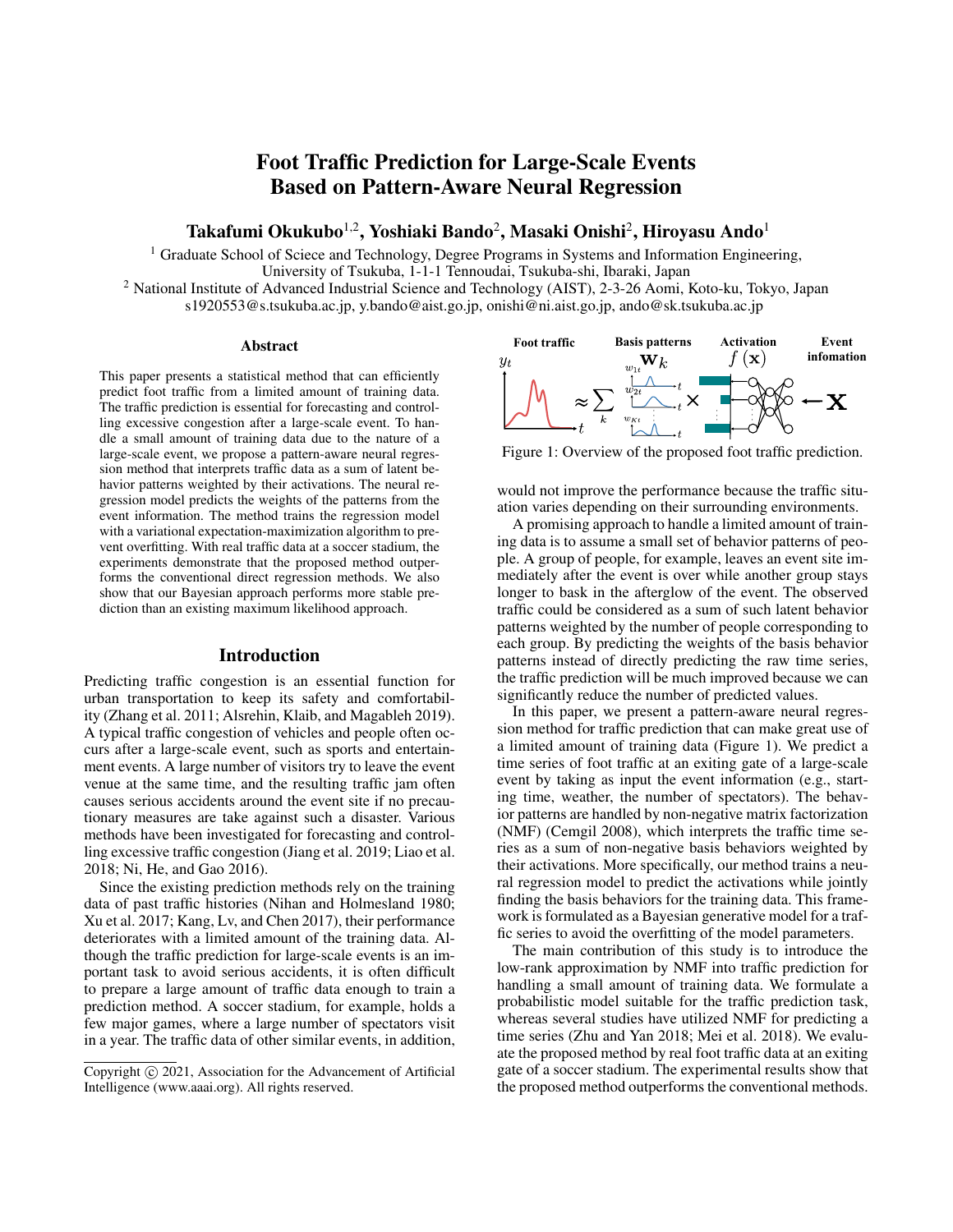# Foot Traffic Prediction for Large-Scale Events Based on Pattern-Aware Neural Regression

**Takafumi Okukubo[1,2], Yoshiaki Bando[2], Masaki Onishi[2], Hiroyasu Ando[1]**

[1] Graduate School of Scinece and Technology, Degree Programs in Systems and Information Engineering, University of Tsukuba, 1-1-1 Tennoudai, Tsukuba-shi, Ibaraki, Japan
[2] National Institute of Advanced Industrial Science and Technology (AIST), 2-3-26 Aomi, Koto-ku, Tokyo, Japan
s1920553@s.tsukuba.ac.jp, y.bando@aist.go.jp, onishi@ni.aist.go.jp, ando@sk.tsukuba.ac.jp

## Abstract

This paper presents a statistical method that can efficiently predict foot traffic from a limited amount of training data. The traffic prediction is essential for forecasting and controlling excessive congestion after a large-scale event. To handle a small amount of training data due to the nature of a large-scale event, we propose a pattern-aware neural regression method that interprets traffic data as a sum of latent behavior patterns weighted by their activations. The neural regression model predicts the weights of the patterns from the event information. The method trains the regression model with a variational expectation-maximization algorithm to prevent overfitting. With real traffic data at a soccer stadium, the experiments demonstrate that the proposed method outperforms the conventional direct regression methods. We also show that our Bayesian approach performs more stable prediction than an existing maximum likelihood approach.

## Introduction

Predicting traffic congestion is an essential function for urban transportation to keep its safety and comfortability (Zhang et al. 2011; Alsrehin, Klaib, and Magableh 2019). A typical traffic congestion of vehicles and people often occurs after a large-scale event, such as sports and entertainment events. A large number of visitors try to leave the event venue at the same time, and the resulting traffic jam often causes serious accidents around the event site if no precautionary measures are take against such a disaster. Various methods have been investigated for forecasting and controlling excessive traffic congestion (Jiang et al. 2019; Liao et al. 2018; Ni, He, and Gao 2016).

Since the existing prediction methods rely on the training data of past traffic histories (Nihan and Holmesland 1980; Xu et al. 2017; Kang, Lv, and Chen 2017), their performance deteriorates with a limited amount of the training data. Although the traffic prediction for large-scale events is an important task to avoid serious accidents, it is often difficult to prepare a large amount of traffic data enough to train a prediction method. A soccer stadium, for example, holds a few major games, where a large number of spectators visit in a year. The traffic data of other similar events, in addition, would not improve the performance because the traffic situation varies depending on their surrounding environments.

Foot traffic

$y_t$

$t$

$\approx \sum_k$

Basis patterns

$\mathbf{w}_k$

$w_{1t}$

$w_{2t}$

$w_{Kt}$

$t$

$\times$

Activation

$f(\mathbf{x})$

Event infomation

$\leftarrow \mathbf{x}$

Figure 1: Overview of the proposed foot traffic prediction.

A promising approach to handle a limited amount of training data is to assume a small set of behavior patterns of people. A group of people, for example, leaves an event site immediately after the event is over while another group stays longer to bask in the afterglow of the event. The observed traffic could be considered as a sum of such latent behavior patterns weighted by the number of people corresponding to each group. By predicting the weights of the basis behavior patterns instead of directly predicting the raw time series, the traffic prediction will be much improved because we can significantly reduce the number of predicted values.

In this paper, we present a pattern-aware neural regression method for traffic prediction that can make great use of a limited amount of training data (Figure 1). We predict a time series of foot traffic at an exiting gate of a large-scale event by taking as input the event information (e.g., starting time, weather, the number of spectators). The behavior patterns are handled by non-negative matrix factorization (NMF) (Cemgil 2008), which interprets the traffic time series as a sum of non-negative basis behaviors weighted by their activations. More specifically, our method trains a neural regression model to predict the activations while jointly finding the basis behaviors for the training data. This framework is formulated as a Bayesian generative model for a traffic series to avoid the overfitting of the model parameters.

The main contribution of this study is to introduce the low-rank approximation by NMF into traffic prediction for handling a small amount of training data. We formulate a probabilistic model suitable for the traffic prediction task, whereas several studies have utilized NMF for predicting a time series (Zhu and Yan 2018; Mei et al. 2018). We evaluate the proposed method by real foot traffic data at an exiting gate of a soccer stadium. The experimental results show that the proposed method outperforms the conventional methods.

Copyright © 2021, Association for the Advancement of Artificial Intelligence (www.aaai.org). All rights reserved.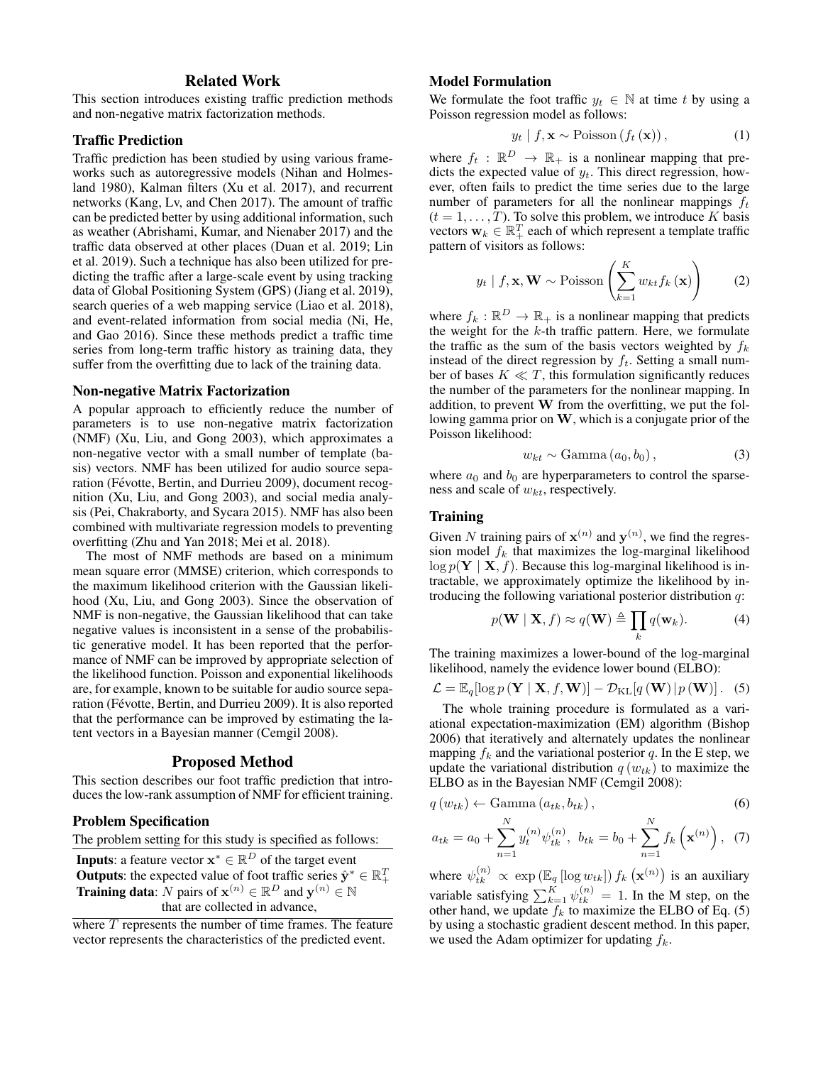## Related Work

This section introduces existing traffic prediction methods and non-negative matrix factorization methods.

### Traffic Prediction

Traffic prediction has been studied by using various frameworks such as autoregressive models (Nihan and Holmesland 1980), Kalman filters (Xu et al. 2017), and recurrent networks (Kang, Lv, and Chen 2017). The amount of traffic can be predicted better by using additional information, such as weather (Abrishami, Kumar, and Nienaber 2017) and the traffic data observed at other places (Duan et al. 2019; Lin et al. 2019). Such a technique has also been utilized for predicting the traffic after a large-scale event by using tracking data of Global Positioning System (GPS) (Jiang et al. 2019), search queries of a web mapping service (Liao et al. 2018), and event-related information from social media (Ni, He, and Gao 2016). Since these methods predict a traffic time series from long-term traffic history as training data, they suffer from the overfitting due to lack of the training data.

### Non-negative Matrix Factorization

A popular approach to efficiently reduce the number of parameters is to use non-negative matrix factorization (NMF) (Xu, Liu, and Gong 2003), which approximates a non-negative vector with a small number of template (basis) vectors. NMF has been utilized for audio source separation (Févotte, Bertin, and Durrieu 2009), document recognition (Xu, Liu, and Gong 2003), and social media analysis (Pei, Chakraborty, and Sycara 2015). NMF has also been combined with multivariate regression models to preventing overfitting (Zhu and Yan 2018; Mei et al. 2018).

The most of NMF methods are based on a minimum mean square error (MMSE) criterion, which corresponds to the maximum likelihood criterion with the Gaussian likelihood (Xu, Liu, and Gong 2003). Since the observation of NMF is non-negative, the Gaussian likelihood that can take negative values is inconsistent in a sense of the probabilistic generative model. It has been reported that the performance of NMF can be improved by appropriate selection of the likelihood function. Poisson and exponential likelihoods are, for example, known to be suitable for audio source separation (Févotte, Bertin, and Durrieu 2009). It is also reported that the performance can be improved by estimating the latent vectors in a Bayesian manner (Cemgil 2008).

## Proposed Method

This section describes our foot traffic prediction that introduces the low-rank assumption of NMF for efficient training.

### Problem Specification

The problem setting for this study is specified as follows:

**Inputs**: a feature vector $\mathbf{x}^* \in \mathbb{R}^D$ of the target event
**Outputs**: the expected value of foot traffic series $\hat{\mathbf{y}}^* \in \mathbb{R}_+^T$
**Training data**: $N$ pairs of $\mathbf{x}^{(n)} \in \mathbb{R}^D$ and $\mathbf{y}^{(n)} \in \mathbb{N}$ that are collected in advance,

where $T$ represents the number of time frames. The feature vector represents the characteristics of the predicted event.

### Model Formulation

We formulate the foot traffic $y_t \in \mathbb{N}$ at time $t$ by using a Poisson regression model as follows:

$$y_t \mid f, \mathbf{x} \sim \text{Poisson}\left(f_t\left(\mathbf{x}\right)\right), \tag{1}$$

where $f_t : \mathbb{R}^D \to \mathbb{R}_+$ is a nonlinear mapping that predicts the expected value of $y_t$. This direct regression, however, often fails to predict the time series due to the large number of parameters for all the nonlinear mappings $f_t$ $(t = 1, \ldots, T)$. To solve this problem, we introduce $K$ basis vectors $\mathbf{w}_k \in \mathbb{R}_+^T$ each of which represent a template traffic pattern of visitors as follows:

$$y_t \mid f, \mathbf{x}, \mathbf{W} \sim \text{Poisson}\left(\sum_{k=1}^{K} w_{kt} f_k\left(\mathbf{x}\right)\right) \tag{2}$$

where $f_k : \mathbb{R}^D \to \mathbb{R}_+$ is a nonlinear mapping that predicts the weight for the $k$-th traffic pattern. Here, we formulate the traffic as the sum of the basis vectors weighted by $f_k$ instead of the direct regression by $f_t$. Setting a small number of bases $K \ll T$, this formulation significantly reduces the number of the parameters for the nonlinear mapping. In addition, to prevent $\mathbf{W}$ from the overfitting, we put the following gamma prior on $\mathbf{W}$, which is a conjugate prior of the Poisson likelihood:

$$w_{kt} \sim \text{Gamma}\left(a_0, b_0\right), \tag{3}$$

where $a_0$ and $b_0$ are hyperparameters to control the sparseness and scale of $w_{kt}$, respectively.

### Training

Given $N$ training pairs of $\mathbf{x}^{(n)}$ and $\mathbf{y}^{(n)}$, we find the regression model $f_k$ that maximizes the log-marginal likelihood $\log p(\mathbf{Y} \mid \mathbf{X}, f)$. Because this log-marginal likelihood is intractable, we approximately optimize the likelihood by introducing the following variational posterior distribution $q$:

$$p(\mathbf{W} \mid \mathbf{X}, f) \approx q(\mathbf{W}) \triangleq \prod_k q(\mathbf{w}_k). \tag{4}$$

The training maximizes a lower-bound of the log-marginal likelihood, namely the evidence lower bound (ELBO):

$$\mathcal{L} = \mathbb{E}_q[\log p\left(\mathbf{Y} \mid \mathbf{X}, f, \mathbf{W}\right)] - \mathcal{D}_{\text{KL}}[q\left(\mathbf{W}\right) | p\left(\mathbf{W}\right)]. \tag{5}$$

The whole training procedure is formulated as a variational expectation-maximization (EM) algorithm (Bishop 2006) that iteratively and alternately updates the nonlinear mapping $f_k$ and the variational posterior $q$. In the E step, we update the variational distribution $q\left(w_{tk}\right)$ to maximize the ELBO as in the Bayesian NMF (Cemgil 2008):

$$q\left(w_{tk}\right) \leftarrow \text{Gamma}\left(a_{tk}, b_{tk}\right), \tag{6}$$

$$a_{tk} = a_0 + \sum_{n=1}^{N} y_t^{(n)} \psi_{tk}^{(n)}, \;\; b_{tk} = b_0 + \sum_{n=1}^{N} f_k\left(\mathbf{x}^{(n)}\right), \tag{7}$$

where $\psi_{tk}^{(n)} \propto \exp\left(\mathbb{E}_q\left[\log w_{tk}\right]\right) f_k\left(\mathbf{x}^{(n)}\right)$ is an auxiliary variable satisfying $\sum_{k=1}^{K} \psi_{tk}^{(n)} = 1$. In the M step, on the other hand, we update $f_k$ to maximize the ELBO of Eq. (5) by using a stochastic gradient descent method. In this paper, we used the Adam optimizer for updating $f_k$.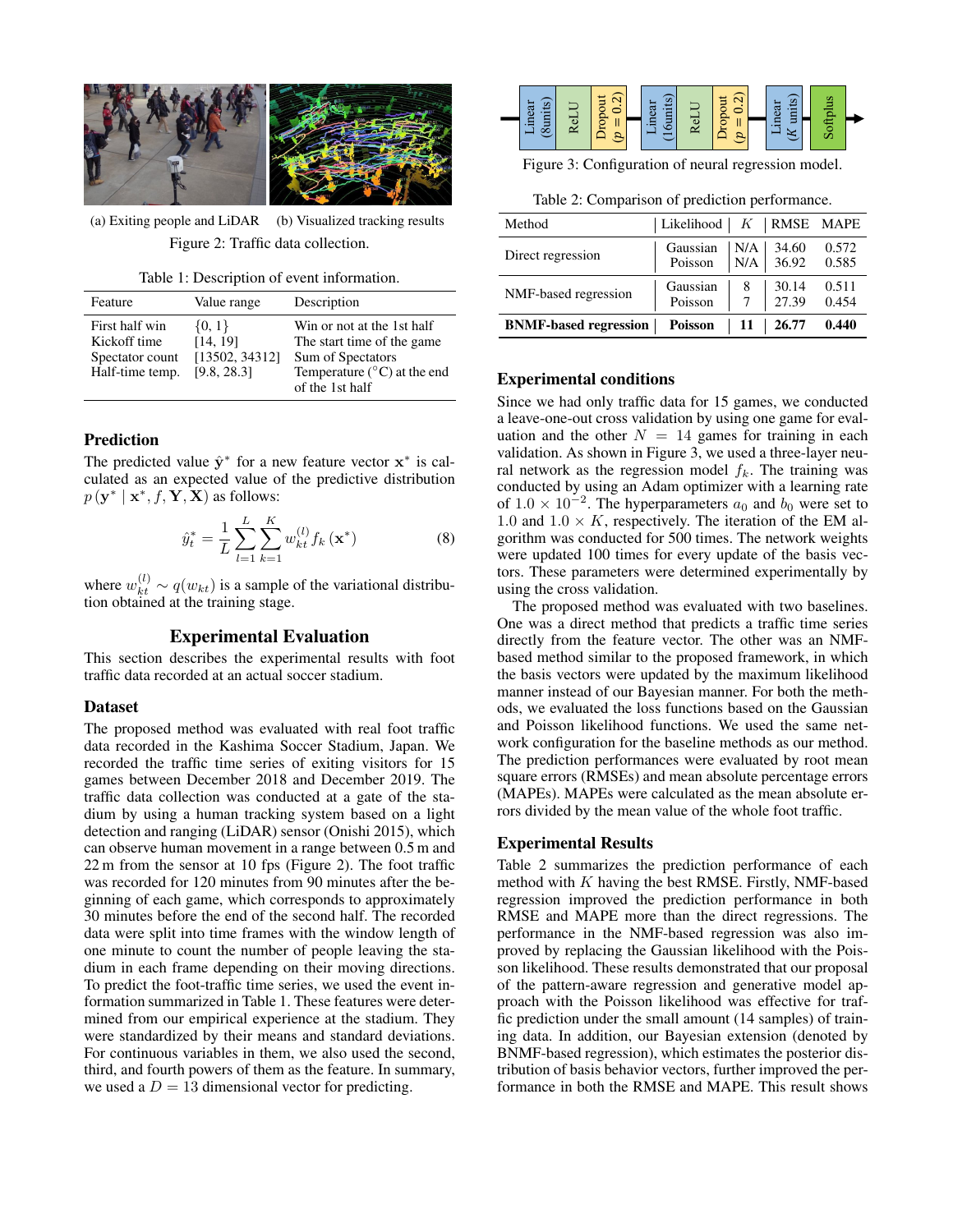(a) Exiting people and LiDAR (b) Visualized tracking results

Figure 2: Traffic data collection.

Table 1: Description of event information.

| Feature | Value range | Description |
|---|---|---|
| First half win | {0, 1} | Win or not at the 1st half |
| Kickoff time | [14, 19] | The start time of the game |
| Spectator count | [13502, 34312] | Sum of Spectators |
| Half-time temp. | [9.8, 28.3] | Temperature (°C) at the end of the 1st half |

### Prediction

The predicted value $\hat{\mathbf{y}}^*$ for a new feature vector $\mathbf{x}^*$ is calculated as an expected value of the predictive distribution $p(\mathbf{y}^* \mid \mathbf{x}^*, f, \mathbf{Y}, \mathbf{X})$ as follows:

$$\hat{y}_t^* = \frac{1}{L} \sum_{l=1}^{L} \sum_{k=1}^{K} w_{kt}^{(l)} f_k(\mathbf{x}^*) \tag{8}$$

where $w_{kt}^{(l)} \sim q(w_{kt})$ is a sample of the variational distribution obtained at the training stage.

## Experimental Evaluation

This section describes the experimental results with foot traffic data recorded at an actual soccer stadium.

### Dataset

The proposed method was evaluated with real foot traffic data recorded in the Kashima Soccer Stadium, Japan. We recorded the traffic time series of exiting visitors for 15 games between December 2018 and December 2019. The traffic data collection was conducted at a gate of the stadium by using a human tracking system based on a light detection and ranging (LiDAR) sensor (Onishi 2015), which can observe human movement in a range between 0.5 m and 22 m from the sensor at 10 fps (Figure 2). The foot traffic was recorded for 120 minutes from 90 minutes after the beginning of each game, which corresponds to approximately 30 minutes before the end of the second half. The recorded data were split into time frames with the window length of one minute to count the number of people leaving the stadium in each frame depending on their moving directions. To predict the foot-traffic time series, we used the event information summarized in Table 1. These features were determined from our empirical experience at the stadium. They were standardized by their means and standard deviations. For continuous variables in them, we also used the second, third, and fourth powers of them as the feature. In summary, we used a $D = 13$ dimensional vector for predicting.

Linear (8units) → ReLU → Dropout ($p = 0.2$) → Linear (16units) → ReLU → Dropout ($p = 0.2$) → Linear ($K$ units) → Softplus

Figure 3: Configuration of neural regression model.

Table 2: Comparison of prediction performance.

| Method | Likelihood | $K$ | RMSE | MAPE |
|---|---|---|---|---|
| Direct regression | Gaussian | N/A | 34.60 | 0.572 |
| | Poisson | N/A | 36.92 | 0.585 |
| NMF-based regression | Gaussian | 8 | 30.14 | 0.511 |
| | Poisson | 7 | 27.39 | 0.454 |
| **BNMF-based regression** | **Poisson** | **11** | **26.77** | **0.440** |

### Experimental conditions

Since we had only traffic data for 15 games, we conducted a leave-one-out cross validation by using one game for evaluation and the other $N = 14$ games for training in each validation. As shown in Figure 3, we used a three-layer neural network as the regression model $f_k$. The training was conducted by using an Adam optimizer with a learning rate of $1.0 \times 10^{-2}$. The hyperparameters $a_0$ and $b_0$ were set to $1.0$ and $1.0 \times K$, respectively. The iteration of the EM algorithm was conducted for 500 times. The network weights were updated 100 times for every update of the basis vectors. These parameters were determined experimentally by using the cross validation.

The proposed method was evaluated with two baselines. One was a direct method that predicts a traffic time series directly from the feature vector. The other was an NMF-based method similar to the proposed framework, in which the basis vectors were updated by the maximum likelihood manner instead of our Bayesian manner. For both the methods, we evaluated the loss functions based on the Gaussian and Poisson likelihood functions. We used the same network configuration for the baseline methods as our method. The prediction performances were evaluated by root mean square errors (RMSEs) and mean absolute percentage errors (MAPEs). MAPEs were calculated as the mean absolute errors divided by the mean value of the whole foot traffic.

### Experimental Results

Table 2 summarizes the prediction performance of each method with $K$ having the best RMSE. Firstly, NMF-based regression improved the prediction performance in both RMSE and MAPE more than the direct regressions. The performance in the NMF-based regression was also improved by replacing the Gaussian likelihood with the Poisson likelihood. These results demonstrated that our proposal of the pattern-aware regression and generative model approach with the Poisson likelihood was effective for traffic prediction under the small amount (14 samples) of training data. In addition, our Bayesian extension (denoted by BNMF-based regression), which estimates the posterior distribution of basis behavior vectors, further improved the performance in both the RMSE and MAPE. This result shows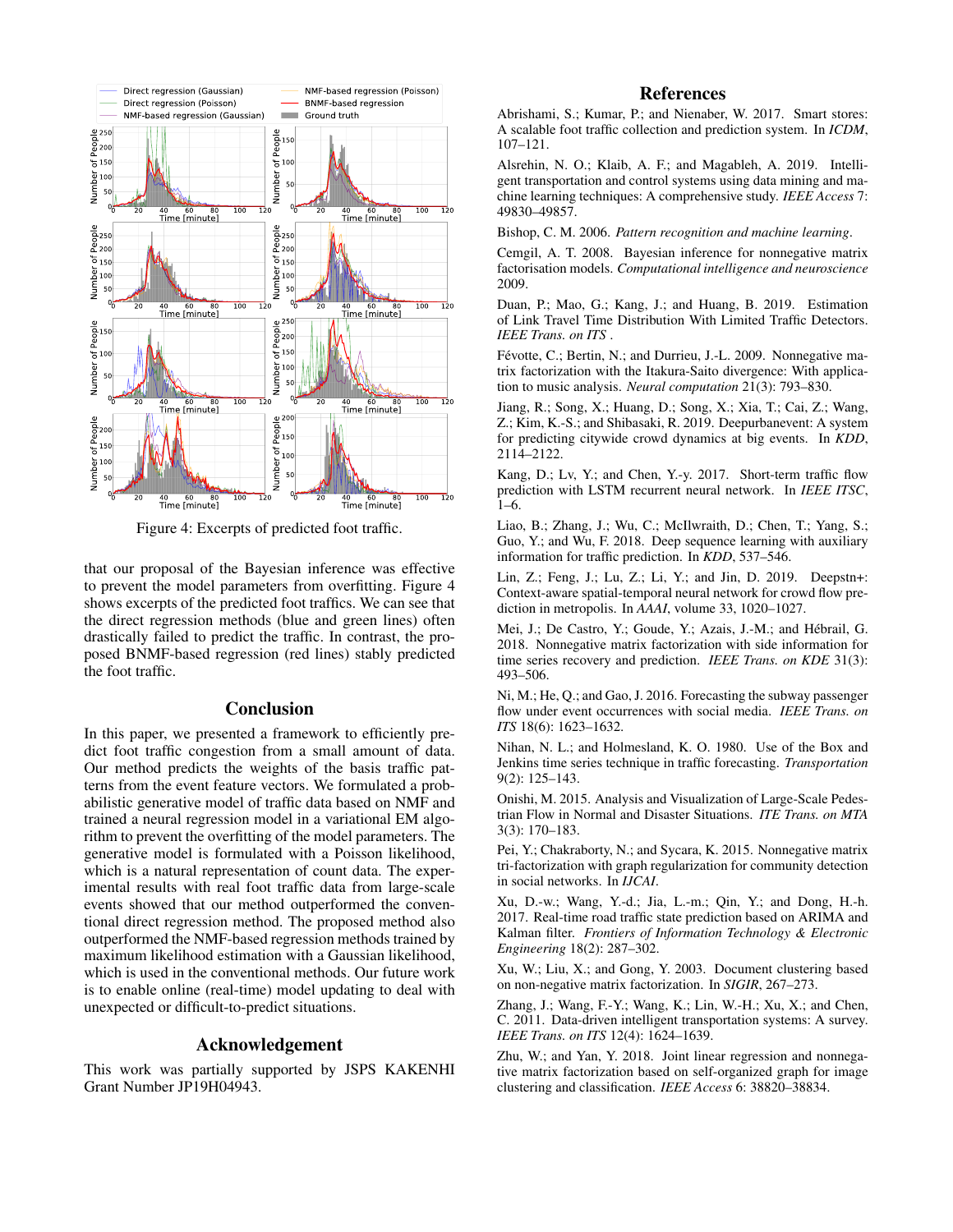Direct regression (Gaussian)
Direct regression (Poisson)
NMF-based regression (Gaussian)
NMF-based regression (Poisson)
BNMF-based regression
Ground truth

Number of People
Time [minute]

Figure 4: Excerpts of predicted foot traffic.

that our proposal of the Bayesian inference was effective to prevent the model parameters from overfitting. Figure 4 shows excerpts of the predicted foot traffics. We can see that the direct regression methods (blue and green lines) often drastically failed to predict the traffic. In contrast, the proposed BNMF-based regression (red lines) stably predicted the foot traffic.

## Conclusion

In this paper, we presented a framework to efficiently predict foot traffic congestion from a small amount of data. Our method predicts the weights of the basis traffic patterns from the event feature vectors. We formulated a probabilistic generative model of traffic data based on NMF and trained a neural regression model in a variational EM algorithm to prevent the overfitting of the model parameters. The generative model is formulated with a Poisson likelihood, which is a natural representation of count data. The experimental results with real foot traffic data from large-scale events showed that our method outperformed the conventional direct regression method. The proposed method also outperformed the NMF-based regression methods trained by maximum likelihood estimation with a Gaussian likelihood, which is used in the conventional methods. Our future work is to enable online (real-time) model updating to deal with unexpected or difficult-to-predict situations.

## Acknowledgement

This work was partially supported by JSPS KAKENHI Grant Number JP19H04943.

## References

Abrishami, S.; Kumar, P.; and Nienaber, W. 2017. Smart stores: A scalable foot traffic collection and prediction system. In *ICDM*, 107–121.

Alsrehin, N. O.; Klaib, A. F.; and Magableh, A. 2019. Intelligent transportation and control systems using data mining and machine learning techniques: A comprehensive study. *IEEE Access* 7: 49830–49857.

Bishop, C. M. 2006. *Pattern recognition and machine learning*.

Cemgil, A. T. 2008. Bayesian inference for nonnegative matrix factorisation models. *Computational intelligence and neuroscience* 2009.

Duan, P.; Mao, G.; Kang, J.; and Huang, B. 2019. Estimation of Link Travel Time Distribution With Limited Traffic Detectors. *IEEE Trans. on ITS* .

Févotte, C.; Bertin, N.; and Durrieu, J.-L. 2009. Nonnegative matrix factorization with the Itakura-Saito divergence: With application to music analysis. *Neural computation* 21(3): 793–830.

Jiang, R.; Song, X.; Huang, D.; Song, X.; Xia, T.; Cai, Z.; Wang, Z.; Kim, K.-S.; and Shibasaki, R. 2019. Deepurbanevent: A system for predicting citywide crowd dynamics at big events. In *KDD*, 2114–2122.

Kang, D.; Lv, Y.; and Chen, Y.-y. 2017. Short-term traffic flow prediction with LSTM recurrent neural network. In *IEEE ITSC*, 1–6.

Liao, B.; Zhang, J.; Wu, C.; McIlwraith, D.; Chen, T.; Yang, S.; Guo, Y.; and Wu, F. 2018. Deep sequence learning with auxiliary information for traffic prediction. In *KDD*, 537–546.

Lin, Z.; Feng, J.; Lu, Z.; Li, Y.; and Jin, D. 2019. Deepstn+: Context-aware spatial-temporal neural network for crowd flow prediction in metropolis. In *AAAI*, volume 33, 1020–1027.

Mei, J.; De Castro, Y.; Goude, Y.; Azais, J.-M.; and Hébrail, G. 2018. Nonnegative matrix factorization with side information for time series recovery and prediction. *IEEE Trans. on KDE* 31(3): 493–506.

Ni, M.; He, Q.; and Gao, J. 2016. Forecasting the subway passenger flow under event occurrences with social media. *IEEE Trans. on ITS* 18(6): 1623–1632.

Nihan, N. L.; and Holmesland, K. O. 1980. Use of the Box and Jenkins time series technique in traffic forecasting. *Transportation* 9(2): 125–143.

Onishi, M. 2015. Analysis and Visualization of Large-Scale Pedestrian Flow in Normal and Disaster Situations. *ITE Trans. on MTA* 3(3): 170–183.

Pei, Y.; Chakraborty, N.; and Sycara, K. 2015. Nonnegative matrix tri-factorization with graph regularization for community detection in social networks. In *IJCAI*.

Xu, D.-w.; Wang, Y.-d.; Jia, L.-m.; Qin, Y.; and Dong, H.-h. 2017. Real-time road traffic state prediction based on ARIMA and Kalman filter. *Frontiers of Information Technology & Electronic Engineering* 18(2): 287–302.

Xu, W.; Liu, X.; and Gong, Y. 2003. Document clustering based on non-negative matrix factorization. In *SIGIR*, 267–273.

Zhang, J.; Wang, F.-Y.; Wang, K.; Lin, W.-H.; Xu, X.; and Chen, C. 2011. Data-driven intelligent transportation systems: A survey. *IEEE Trans. on ITS* 12(4): 1624–1639.

Zhu, W.; and Yan, Y. 2018. Joint linear regression and nonnegative matrix factorization based on self-organized graph for image clustering and classification. *IEEE Access* 6: 38820–38834.